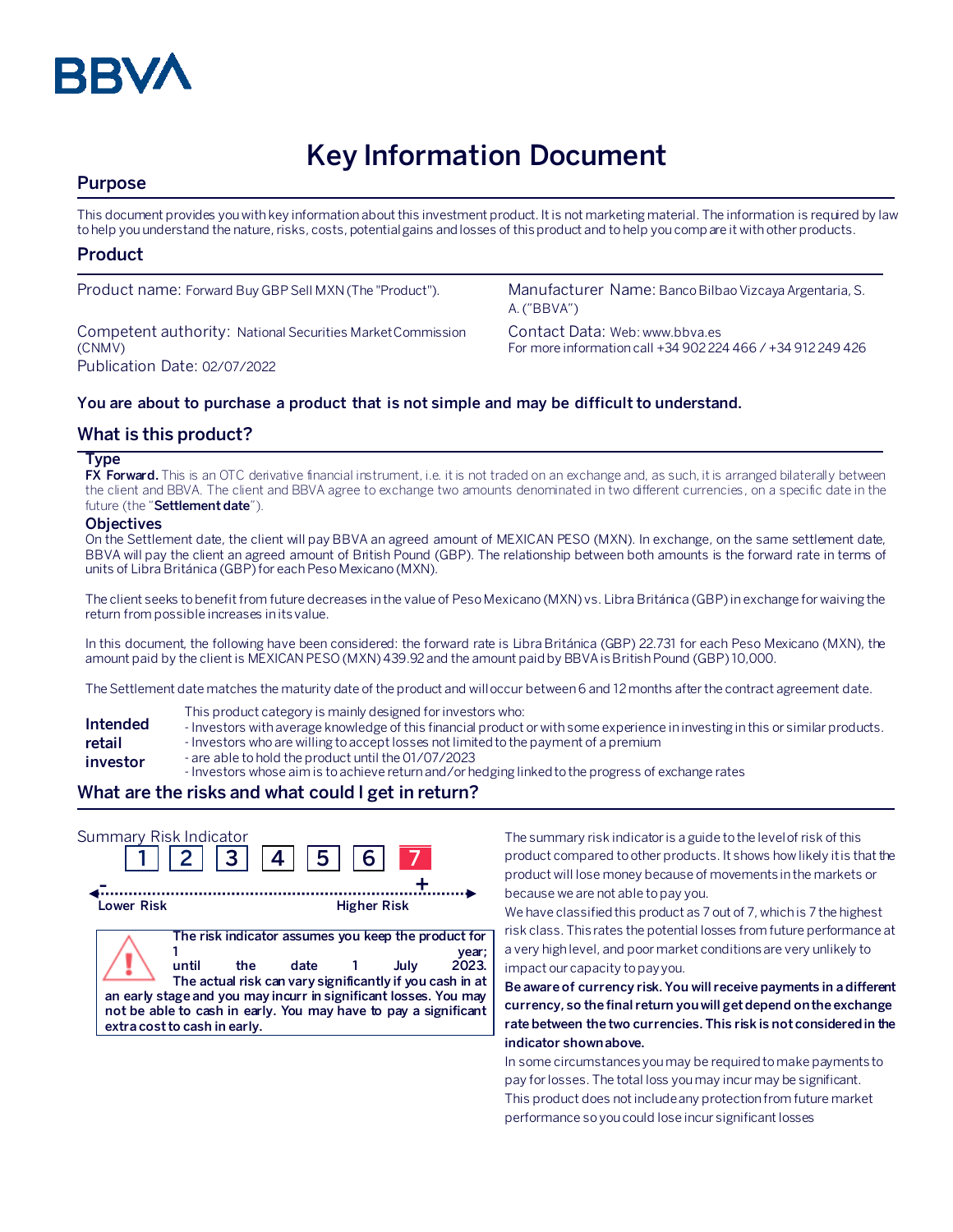BBVA

# Key Information Document

## Purpose

This document provides you with key information about this investment product. It is not marketing material. The information is required by law to help you understand the nature, risks, costs, potential gains and losses of this product and to help you compare it with other products.

## Product

Product name: Forward Buy GBP Sell MXN (The "Product").

Competent authority: National Securities Market Commission (CNMV)

Publication Date: 02/07/2022

Manufacturer Name: Banco Bilbao Vizcaya Argentaria, S. A. ("BBVA")

Contact Data: Web: www.bbva.es
For more information call +34 902 224 466 / +34 912 249 426

**You are about to purchase a product that is not simple and may be difficult to understand.**

## What is this product?

### Type

**FX Forward.** This is an OTC derivative financial instrument, i.e. it is not traded on an exchange and, as such, it is arranged bilaterally between the client and BBVA. The client and BBVA agree to exchange two amounts denominated in two different currencies, on a specific date in the future (the "**Settlement date**").

### Objectives

On the Settlement date, the client will pay BBVA an agreed amount of MEXICAN PESO (MXN). In exchange, on the same settlement date, BBVA will pay the client an agreed amount of British Pound (GBP). The relationship between both amounts is the forward rate in terms of units of Libra Británica (GBP) for each Peso Mexicano (MXN).

The client seeks to benefit from future decreases in the value of Peso Mexicano (MXN) vs. Libra Británica (GBP) in exchange for waiving the return from possible increases in its value.

In this document, the following have been considered: the forward rate is Libra Británica (GBP) 22.731 for each Peso Mexicano (MXN), the amount paid by the client is MEXICAN PESO (MXN) 439.92 and the amount paid by BBVA is British Pound (GBP) 10,000.

The Settlement date matches the maturity date of the product and will occur between 6 and 12 months after the contract agreement date.

**Intended retail investor**

This product category is mainly designed for investors who:
- Investors with average knowledge of this financial product or with some experience in investing in this or similar products.
- Investors who are willing to accept losses not limited to the payment of a premium
- are able to hold the product until the 01/07/2023
- Investors whose aim is to achieve return and/or hedging linked to the progress of exchange rates

## What are the risks and what could I get in return?

Summary Risk Indicator

1 | 2 | 3 | 4 | 5 | 6 | **7**

Lower Risk — Higher Risk

**The risk indicator assumes you keep the product for 1 year; until the date 1 July 2023. The actual risk can vary significantly if you cash in at an early stage and you may incurr in significant losses. You may not be able to cash in early. You may have to pay a significant extra cost to cash in early.**

The summary risk indicator is a guide to the level of risk of this product compared to other products. It shows how likely it is that the product will lose money because of movements in the markets or because we are not able to pay you.

We have classified this product as 7 out of 7, which is 7 the highest risk class. This rates the potential losses from future performance at a very high level, and poor market conditions are very unlikely to impact our capacity to pay you.

**Be aware of currency risk. You will receive payments in a different currency, so the final return you will get depend on the exchange rate between the two currencies. This risk is not considered in the indicator shown above.**

In some circumstances you may be required to make payments to pay for losses. The total loss you may incur may be significant.

This product does not include any protection from future market performance so you could lose incur significant losses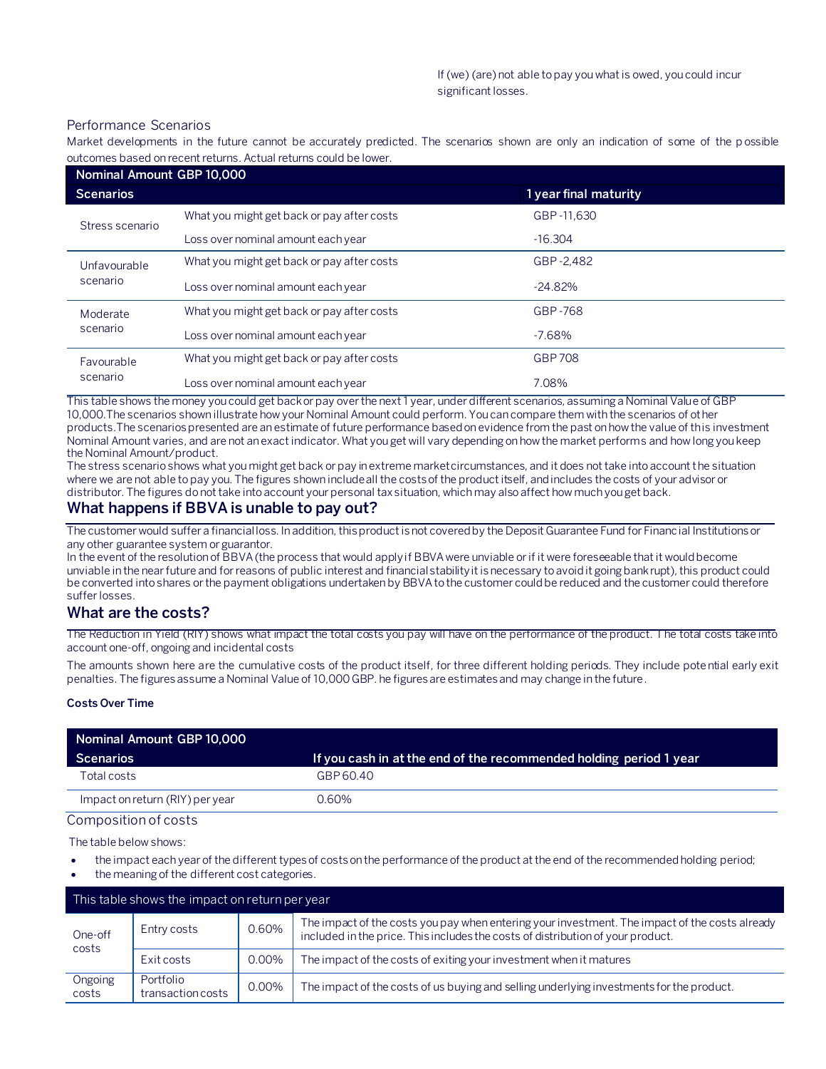If (we) (are) not able to pay you what is owed, you could incur significant losses.

### Performance Scenarios

Market developments in the future cannot be accurately predicted. The scenarios shown are only an indication of some of the possible outcomes based on recent returns. Actual returns could be lower.

| Nominal Amount GBP 10,000 | | |
|---|---|---|
| **Scenarios** | | **1 year final maturity** |
| Stress scenario | What you might get back or pay after costs | GBP -11,630 |
| | Loss over nominal amount each year | -16.304 |
| Unfavourable scenario | What you might get back or pay after costs | GBP -2,482 |
| | Loss over nominal amount each year | -24.82% |
| Moderate scenario | What you might get back or pay after costs | GBP -768 |
| | Loss over nominal amount each year | -7.68% |
| Favourable scenario | What you might get back or pay after costs | GBP 708 |
| | Loss over nominal amount each year | 7.08% |

This table shows the money you could get back or pay over the next 1 year, under different scenarios, assuming a Nominal Value of GBP 10,000.The scenarios shown illustrate how your Nominal Amount could perform. You can compare them with the scenarios of other products.The scenarios presented are an estimate of future performance based on evidence from the past on how the value of this investment Nominal Amount varies, and are not an exact indicator. What you get will vary depending on how the market performs and how long you keep the Nominal Amount/product.

The stress scenario shows what you might get back or pay in extreme market circumstances, and it does not take into account the situation where we are not able to pay you. The figures shown include all the costs of the product itself, and includes the costs of your advisor or distributor. The figures do not take into account your personal tax situation, which may also affect how much you get back.

## What happens if BBVA is unable to pay out?

The customer would suffer a financial loss. In addition, this product is not covered by the Deposit Guarantee Fund for Financial Institutions or any other guarantee system or guarantor.

In the event of the resolution of BBVA (the process that would apply if BBVA were unviable or if it were foreseeable that it would become unviable in the near future and for reasons of public interest and financial stability it is necessary to avoid it going bankrupt), this product could be converted into shares or the payment obligations undertaken by BBVA to the customer could be reduced and the customer could therefore suffer losses.

## What are the costs?

The Reduction in Yield (RIY) shows what impact the total costs you pay will have on the performance of the product. The total costs take into account one-off, ongoing and incidental costs

The amounts shown here are the cumulative costs of the product itself, for three different holding periods. They include potential early exit penalties. The figures assume a Nominal Value of 10,000 GBP. he figures are estimates and may change in the future.

**Costs Over Time**

| Nominal Amount GBP 10,000 | |
|---|---|
| **Scenarios** | **If you cash in at the end of the recommended holding period 1 year** |
| Total costs | GBP 60.40 |
| Impact on return (RIY) per year | 0.60% |

### Composition of costs

The table below shows:

- the impact each year of the different types of costs on the performance of the product at the end of the recommended holding period;
- the meaning of the different cost categories.

| This table shows the impact on return per year | | | |
|---|---|---|---|
| One-off costs | Entry costs | 0.60% | The impact of the costs you pay when entering your investment. The impact of the costs already included in the price. This includes the costs of distribution of your product. |
| | Exit costs | 0.00% | The impact of the costs of exiting your investment when it matures |
| Ongoing costs | Portfolio transaction costs | 0.00% | The impact of the costs of us buying and selling underlying investments for the product. |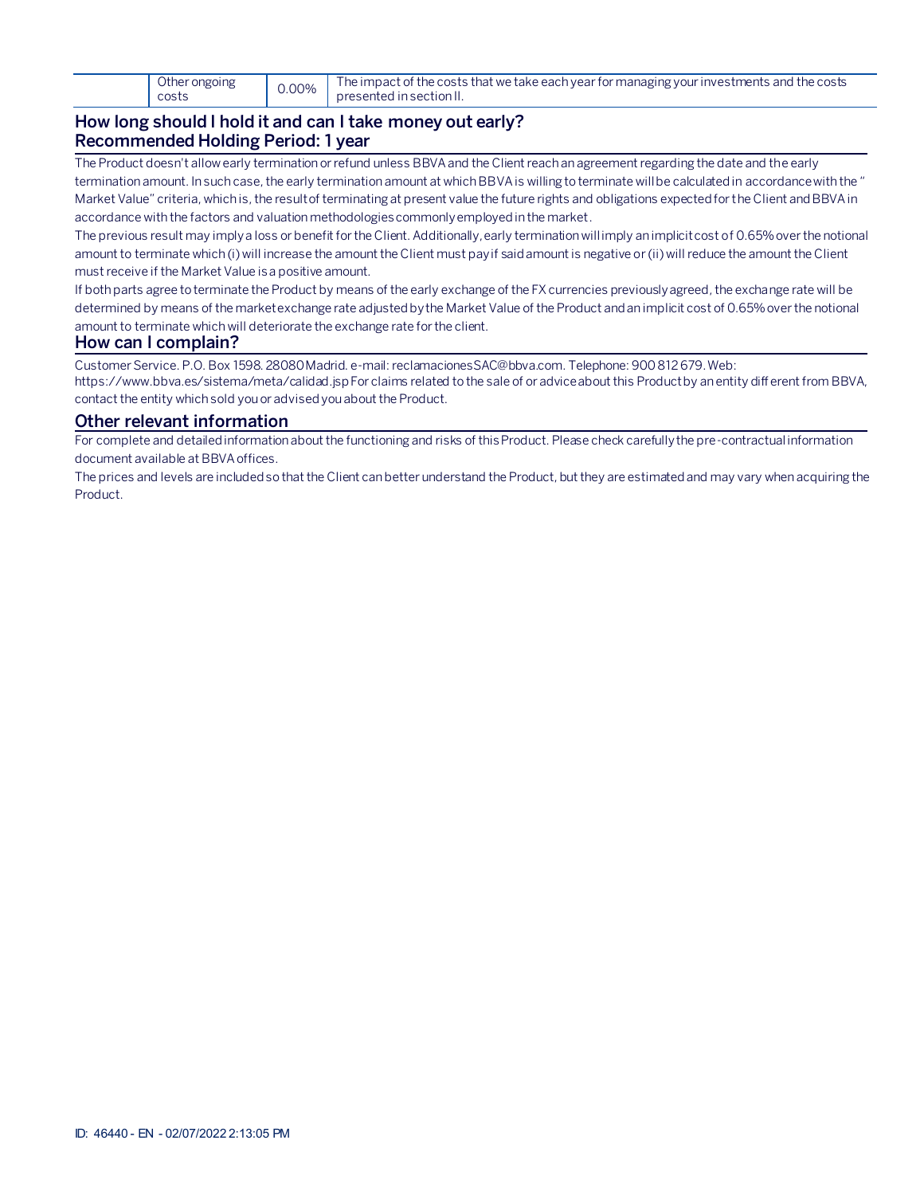| | | | |
|---|---|---|---|
| | Other ongoing costs | 0.00% | The impact of the costs that we take each year for managing your investments and the costs presented in section II. |

## How long should I hold it and can I take money out early?
## Recommended Holding Period: 1 year

The Product doesn't allow early termination or refund unless BBVA and the Client reach an agreement regarding the date and the early termination amount. In such case, the early termination amount at which BBVA is willing to terminate will be calculated in accordance with the " Market Value" criteria, which is, the result of terminating at present value the future rights and obligations expected for the Client and BBVA in accordance with the factors and valuation methodologies commonly employed in the market.

The previous result may imply a loss or benefit for the Client. Additionally, early termination will imply an implicit cost of 0.65% over the notional amount to terminate which (i) will increase the amount the Client must pay if said amount is negative or (ii) will reduce the amount the Client must receive if the Market Value is a positive amount.

If both parts agree to terminate the Product by means of the early exchange of the FX currencies previously agreed, the exchange rate will be determined by means of the market exchange rate adjusted by the Market Value of the Product and an implicit cost of 0.65% over the notional amount to terminate which will deteriorate the exchange rate for the client.

## How can I complain?

Customer Service. P.O. Box 1598. 28080 Madrid. e-mail: reclamacionesSAC@bbva.com. Telephone: 900 812 679. Web: https://www.bbva.es/sistema/meta/calidad.jsp For claims related to the sale of or advice about this Product by an entity different from BBVA, contact the entity which sold you or advised you about the Product.

## Other relevant information

For complete and detailed information about the functioning and risks of this Product. Please check carefully the pre-contractual information document available at BBVA offices.

The prices and levels are included so that the Client can better understand the Product, but they are estimated and may vary when acquiring the Product.

ID: 46440 - EN - 02/07/2022 2:13:05 PM